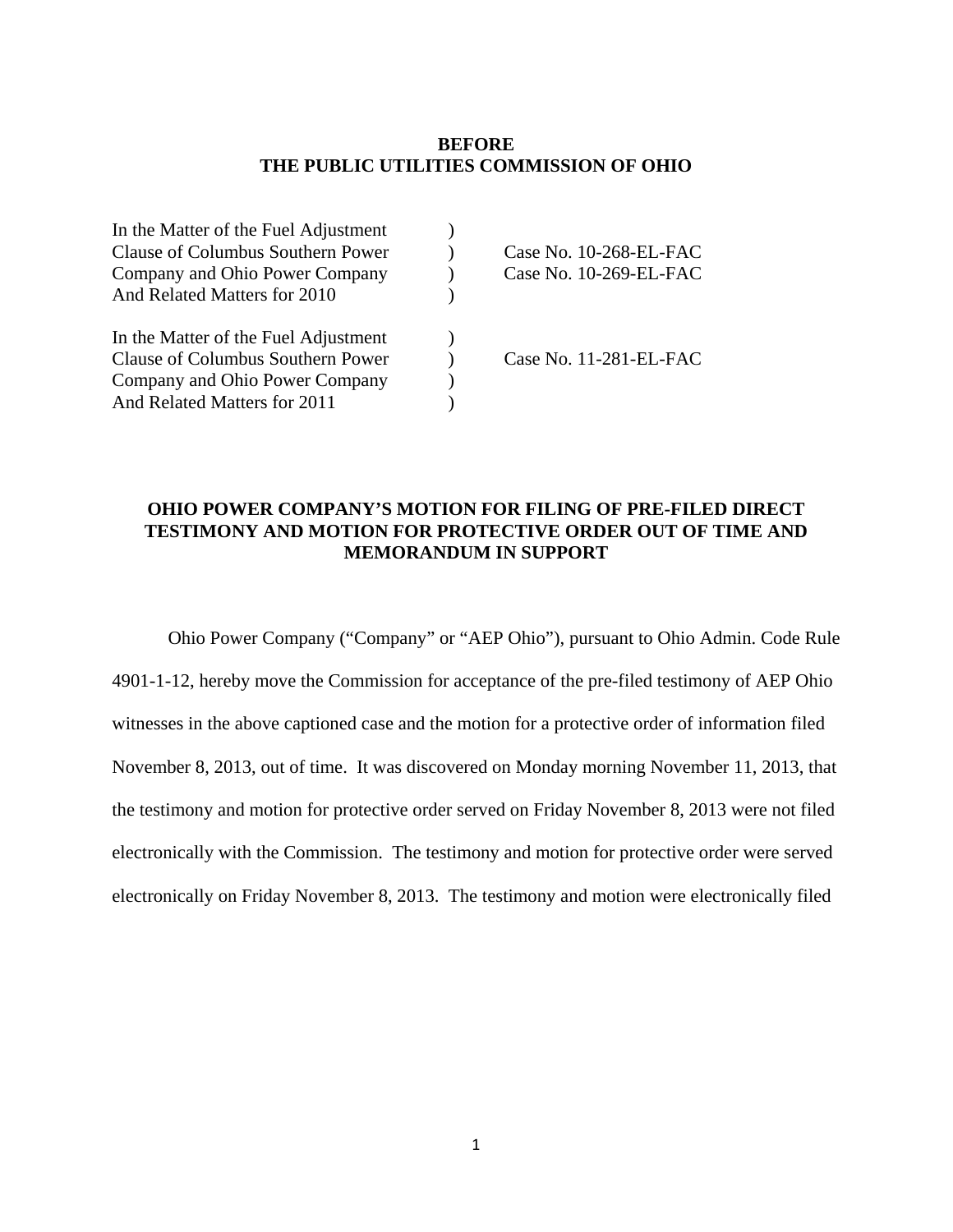**BEFORE**
**THE PUBLIC UTILITIES COMMISSION OF OHIO**

| | | |
|---|---|---|
| In the Matter of the Fuel Adjustment Clause of Columbus Southern Power Company and Ohio Power Company And Related Matters for 2010 | ) ) ) ) | Case No. 10-268-EL-FAC Case No. 10-269-EL-FAC |
| In the Matter of the Fuel Adjustment Clause of Columbus Southern Power Company and Ohio Power Company And Related Matters for 2011 | ) ) ) ) | Case No. 11-281-EL-FAC |

**OHIO POWER COMPANY'S MOTION FOR FILING OF PRE-FILED DIRECT TESTIMONY AND MOTION FOR PROTECTIVE ORDER OUT OF TIME AND MEMORANDUM IN SUPPORT**

Ohio Power Company ("Company" or "AEP Ohio"), pursuant to Ohio Admin. Code Rule 4901-1-12, hereby move the Commission for acceptance of the pre-filed testimony of AEP Ohio witnesses in the above captioned case and the motion for a protective order of information filed November 8, 2013, out of time. It was discovered on Monday morning November 11, 2013, that the testimony and motion for protective order served on Friday November 8, 2013 were not filed electronically with the Commission. The testimony and motion for protective order were served electronically on Friday November 8, 2013. The testimony and motion were electronically filed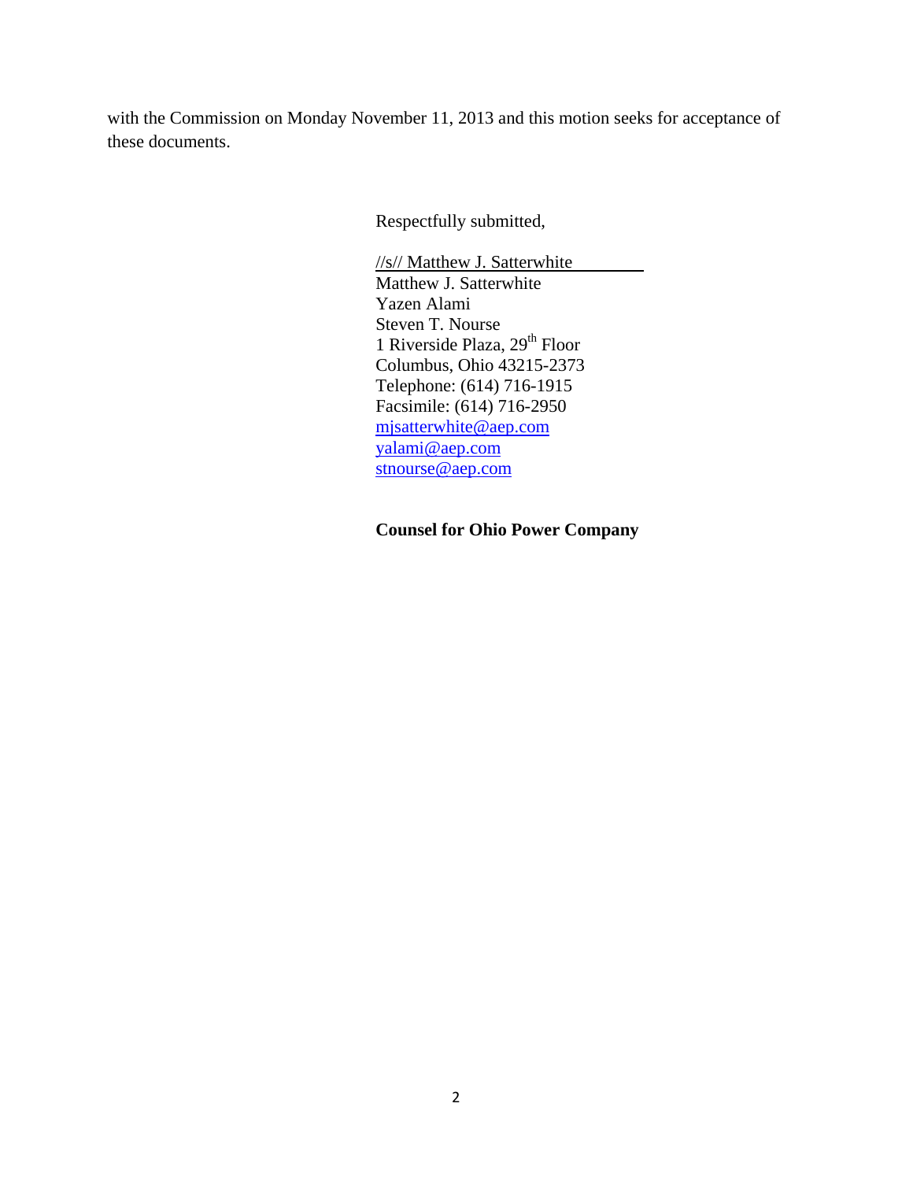with the Commission on Monday November 11, 2013 and this motion seeks for acceptance of these documents.

Respectfully submitted,

//s// Matthew J. Satterwhite
Matthew J. Satterwhite
Yazen Alami
Steven T. Nourse
1 Riverside Plaza, 29th Floor
Columbus, Ohio 43215-2373
Telephone: (614) 716-1915
Facsimile: (614) 716-2950
mjsatterwhite@aep.com
yalami@aep.com
stnourse@aep.com

**Counsel for Ohio Power Company**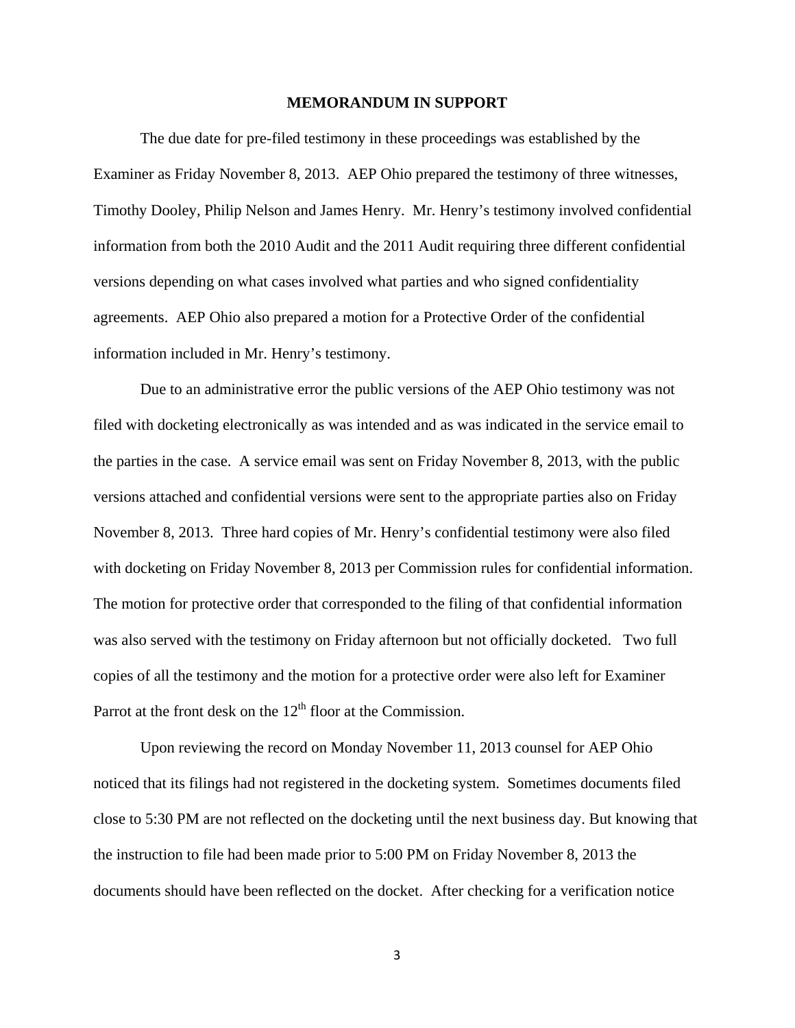## MEMORANDUM IN SUPPORT

The due date for pre-filed testimony in these proceedings was established by the Examiner as Friday November 8, 2013. AEP Ohio prepared the testimony of three witnesses, Timothy Dooley, Philip Nelson and James Henry. Mr. Henry's testimony involved confidential information from both the 2010 Audit and the 2011 Audit requiring three different confidential versions depending on what cases involved what parties and who signed confidentiality agreements. AEP Ohio also prepared a motion for a Protective Order of the confidential information included in Mr. Henry's testimony.

Due to an administrative error the public versions of the AEP Ohio testimony was not filed with docketing electronically as was intended and as was indicated in the service email to the parties in the case. A service email was sent on Friday November 8, 2013, with the public versions attached and confidential versions were sent to the appropriate parties also on Friday November 8, 2013. Three hard copies of Mr. Henry's confidential testimony were also filed with docketing on Friday November 8, 2013 per Commission rules for confidential information. The motion for protective order that corresponded to the filing of that confidential information was also served with the testimony on Friday afternoon but not officially docketed. Two full copies of all the testimony and the motion for a protective order were also left for Examiner Parrot at the front desk on the 12th floor at the Commission.

Upon reviewing the record on Monday November 11, 2013 counsel for AEP Ohio noticed that its filings had not registered in the docketing system. Sometimes documents filed close to 5:30 PM are not reflected on the docketing until the next business day. But knowing that the instruction to file had been made prior to 5:00 PM on Friday November 8, 2013 the documents should have been reflected on the docket. After checking for a verification notice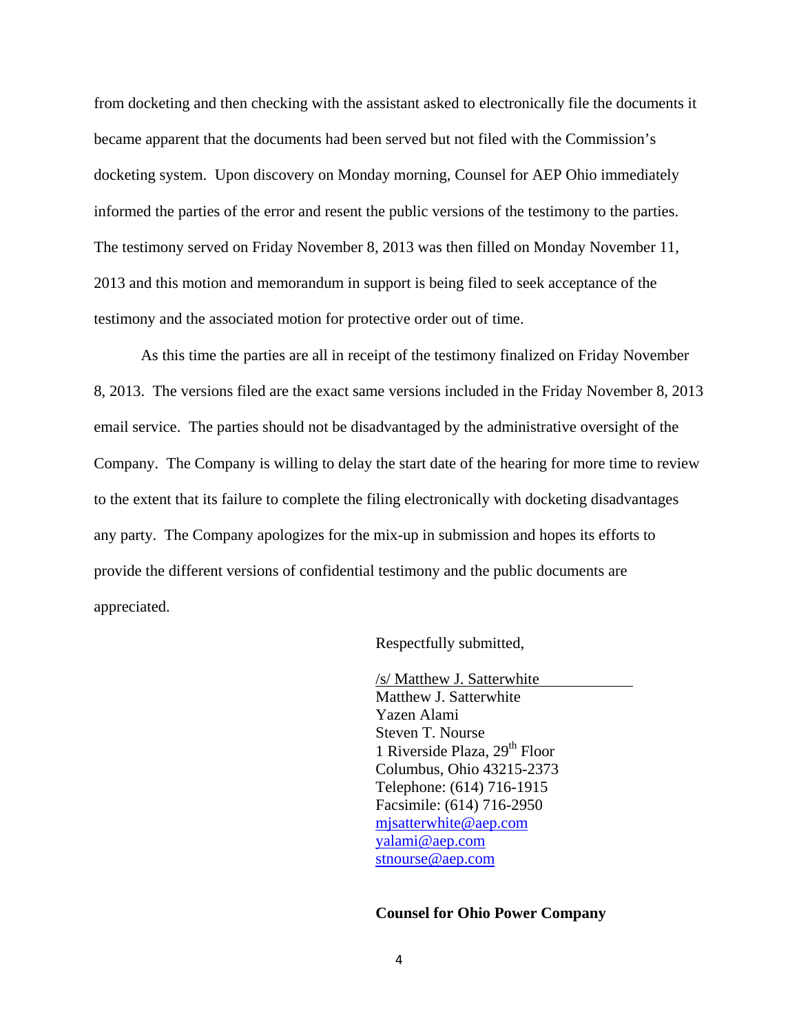from docketing and then checking with the assistant asked to electronically file the documents it became apparent that the documents had been served but not filed with the Commission's docketing system. Upon discovery on Monday morning, Counsel for AEP Ohio immediately informed the parties of the error and resent the public versions of the testimony to the parties. The testimony served on Friday November 8, 2013 was then filled on Monday November 11, 2013 and this motion and memorandum in support is being filed to seek acceptance of the testimony and the associated motion for protective order out of time.

As this time the parties are all in receipt of the testimony finalized on Friday November 8, 2013. The versions filed are the exact same versions included in the Friday November 8, 2013 email service. The parties should not be disadvantaged by the administrative oversight of the Company. The Company is willing to delay the start date of the hearing for more time to review to the extent that its failure to complete the filing electronically with docketing disadvantages any party. The Company apologizes for the mix-up in submission and hopes its efforts to provide the different versions of confidential testimony and the public documents are appreciated.

Respectfully submitted,

/s/ Matthew J. Satterwhite
Matthew J. Satterwhite
Yazen Alami
Steven T. Nourse
1 Riverside Plaza, 29th Floor
Columbus, Ohio 43215-2373
Telephone: (614) 716-1915
Facsimile: (614) 716-2950
mjsatterwhite@aep.com
yalami@aep.com
stnourse@aep.com

**Counsel for Ohio Power Company**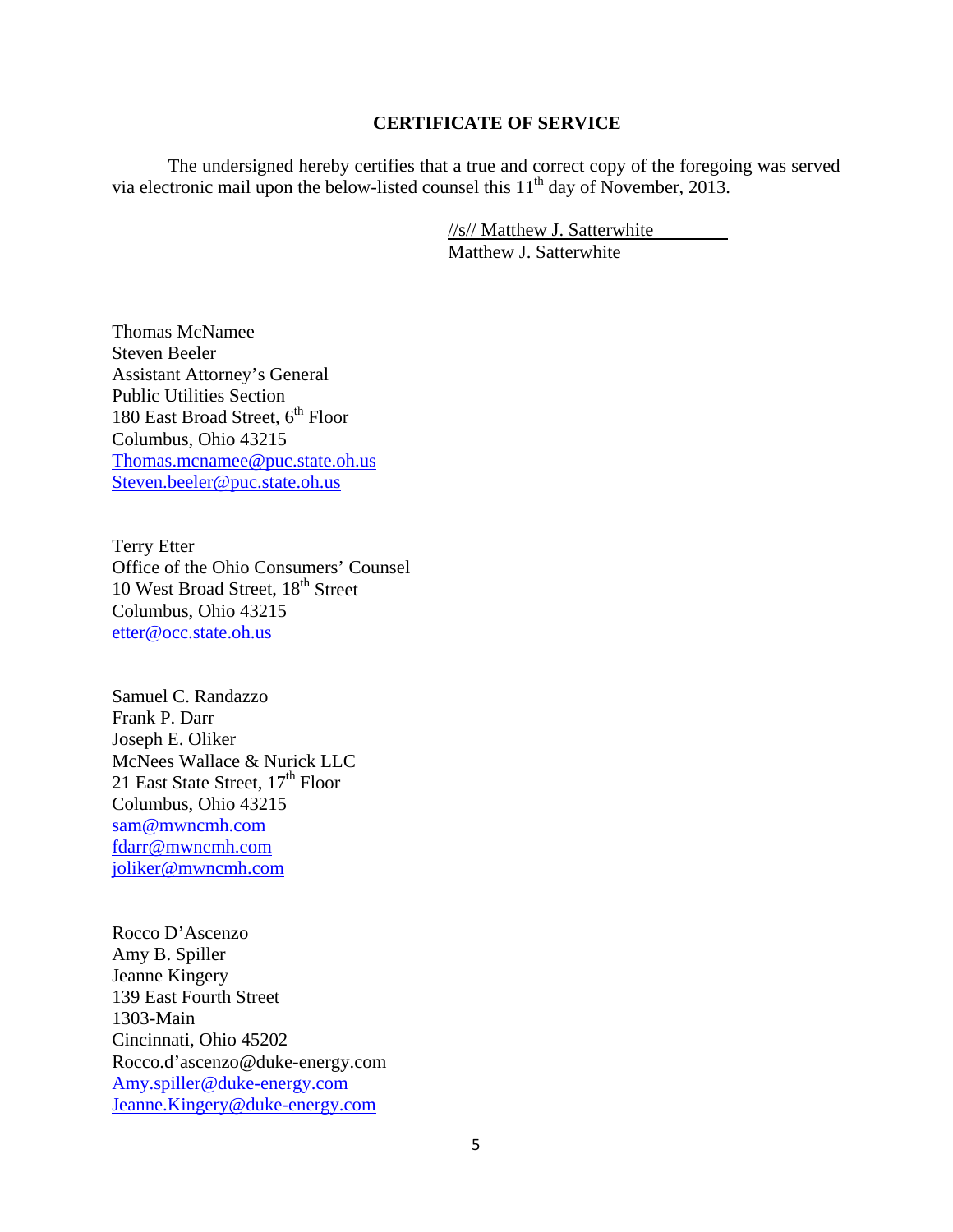## CERTIFICATE OF SERVICE

The undersigned hereby certifies that a true and correct copy of the foregoing was served via electronic mail upon the below-listed counsel this 11th day of November, 2013.

//s// Matthew J. Satterwhite
Matthew J. Satterwhite

Thomas McNamee
Steven Beeler
Assistant Attorney's General
Public Utilities Section
180 East Broad Street, 6th Floor
Columbus, Ohio 43215
Thomas.mcnamee@puc.state.oh.us
Steven.beeler@puc.state.oh.us

Terry Etter
Office of the Ohio Consumers' Counsel
10 West Broad Street, 18th Street
Columbus, Ohio 43215
etter@occ.state.oh.us

Samuel C. Randazzo
Frank P. Darr
Joseph E. Oliker
McNees Wallace & Nurick LLC
21 East State Street, 17th Floor
Columbus, Ohio 43215
sam@mwncmh.com
fdarr@mwncmh.com
joliker@mwncmh.com

Rocco D'Ascenzo
Amy B. Spiller
Jeanne Kingery
139 East Fourth Street
1303-Main
Cincinnati, Ohio 45202
Rocco.d'ascenzo@duke-energy.com
Amy.spiller@duke-energy.com
Jeanne.Kingery@duke-energy.com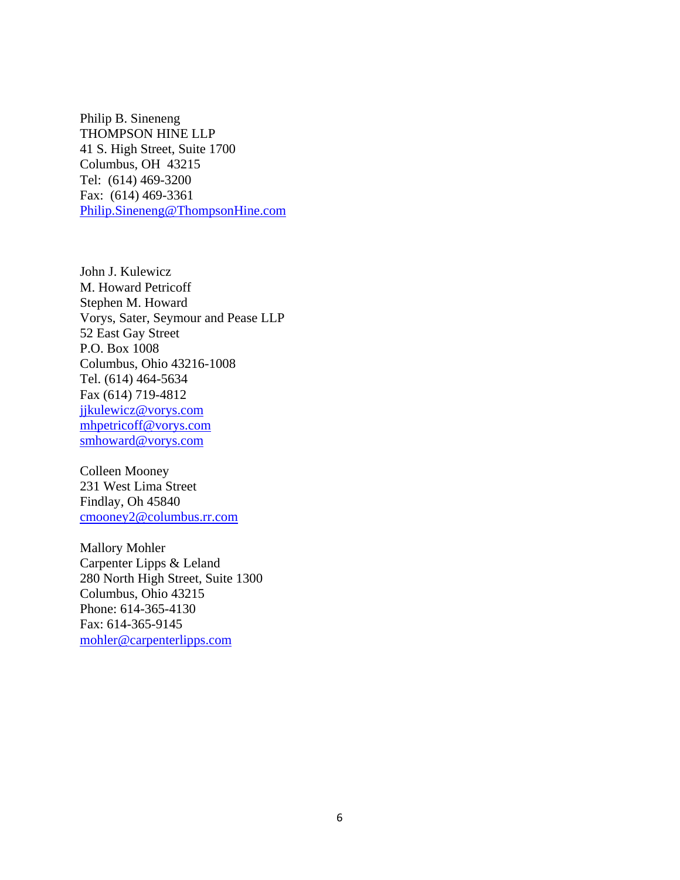Philip B. Sineneng
THOMPSON HINE LLP
41 S. High Street, Suite 1700
Columbus, OH 43215
Tel: (614) 469-3200
Fax: (614) 469-3361
Philip.Sineneng@ThompsonHine.com

John J. Kulewicz
M. Howard Petricoff
Stephen M. Howard
Vorys, Sater, Seymour and Pease LLP
52 East Gay Street
P.O. Box 1008
Columbus, Ohio 43216-1008
Tel. (614) 464-5634
Fax (614) 719-4812
jjkulewicz@vorys.com
mhpetricoff@vorys.com
smhoward@vorys.com

Colleen Mooney
231 West Lima Street
Findlay, Oh 45840
cmooney2@columbus.rr.com

Mallory Mohler
Carpenter Lipps & Leland
280 North High Street, Suite 1300
Columbus, Ohio 43215
Phone: 614-365-4130
Fax: 614-365-9145
mohler@carpenterlipps.com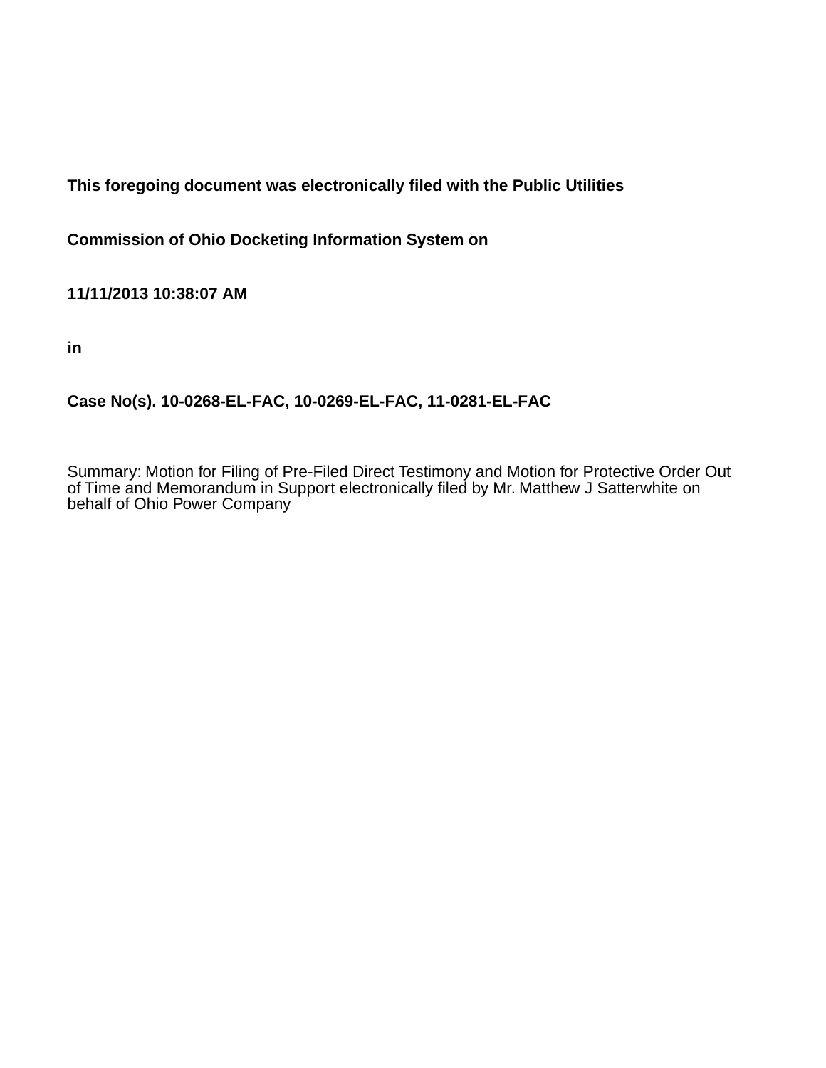**This foregoing document was electronically filed with the Public Utilities**

**Commission of Ohio Docketing Information System on**

**11/11/2013 10:38:07 AM**

**in**

**Case No(s). 10-0268-EL-FAC, 10-0269-EL-FAC, 11-0281-EL-FAC**

Summary: Motion for Filing of Pre-Filed Direct Testimony and Motion for Protective Order Out of Time and Memorandum in Support electronically filed by Mr. Matthew J Satterwhite on behalf of Ohio Power Company